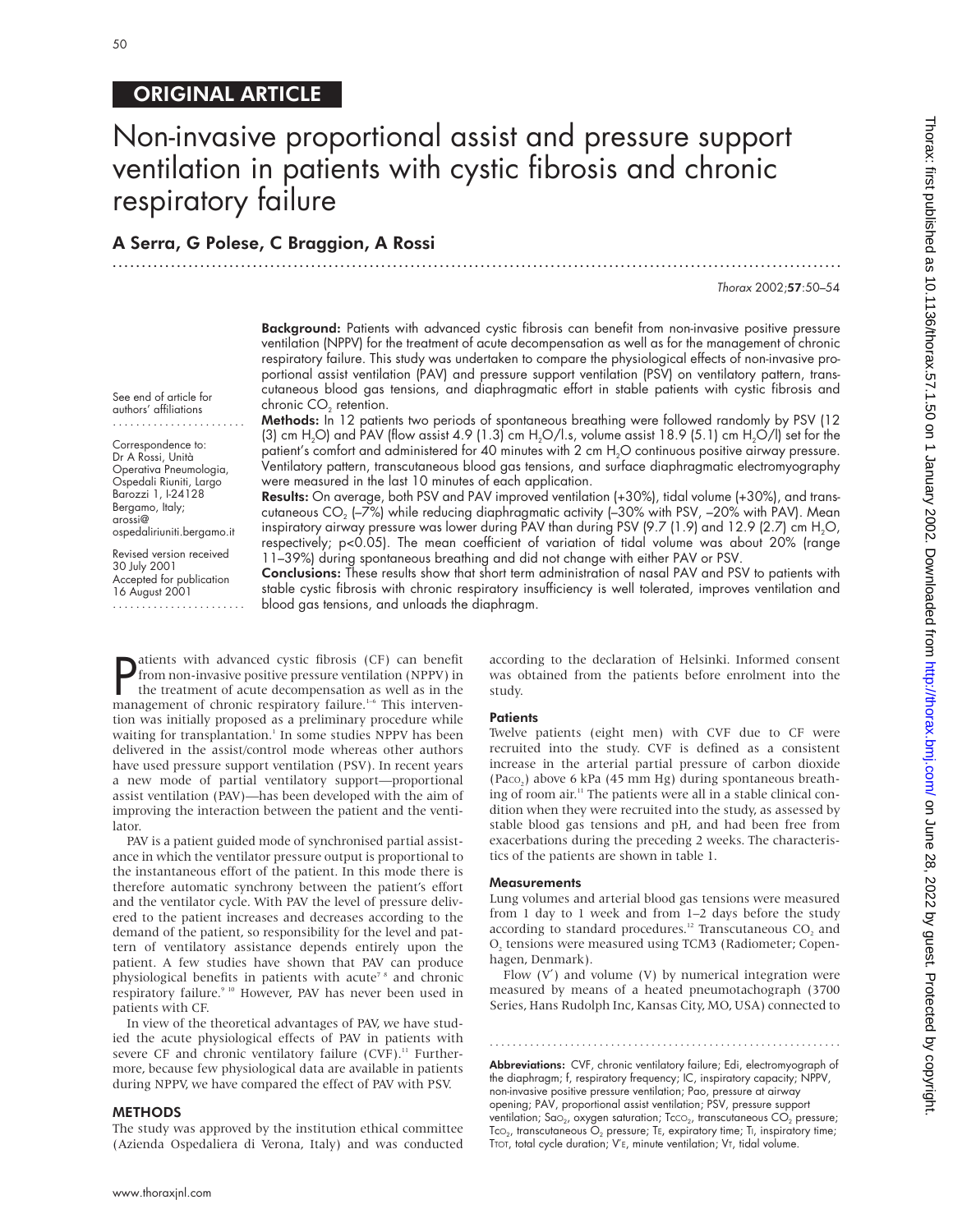ORIGINAL ARTICLE

# Non-invasive proportional assist and pressure support ventilation in patients with cystic fibrosis and chronic respiratory failure

**A Serra, G Polese, C Braggion, A Rossi**

*Thorax* 2002;**57**:50–54

See end of article for authors' affiliations

Correspondence to: Dr A Rossi, Unità Operativa Pneumologia, Ospedali Riuniti, Largo Barozzi 1, I-24128 Bergamo, Italy; arossi@ospedaliriuniti.bergamo.it

Revised version received 30 July 2001
Accepted for publication 16 August 2001

**Background:** Patients with advanced cystic fibrosis can benefit from non-invasive positive pressure ventilation (NPPV) for the treatment of acute decompensation as well as for the management of chronic respiratory failure. This study was undertaken to compare the physiological effects of non-invasive proportional assist ventilation (PAV) and pressure support ventilation (PSV) on ventilatory pattern, transcutaneous blood gas tensions, and diaphragmatic effort in stable patients with cystic fibrosis and chronic $CO_2$ retention.

**Methods:** In 12 patients two periods of spontaneous breathing were followed randomly by PSV (12 (3) cm $H_2O$) and PAV (flow assist 4.9 (1.3) cm $H_2O$/l.s, volume assist 18.9 (5.1) cm $H_2O$/l) set for the patient's comfort and administered for 40 minutes with 2 cm $H_2O$ continuous positive airway pressure. Ventilatory pattern, transcutaneous blood gas tensions, and surface diaphragmatic electromyography were measured in the last 10 minutes of each application.

**Results:** On average, both PSV and PAV improved ventilation (+30%), tidal volume (+30%), and transcutaneous $CO_2$ (–7%) while reducing diaphragmatic activity (–30% with PSV, –20% with PAV). Mean inspiratory airway pressure was lower during PAV than during PSV (9.7 (1.9) and 12.9 (2.7) cm $H_2O$, respectively; $p<0.05$). The mean coefficient of variation of tidal volume was about 20% (range 11–39%) during spontaneous breathing and did not change with either PAV or PSV.

**Conclusions:** These results show that short term administration of nasal PAV and PSV to patients with stable cystic fibrosis with chronic respiratory insufficiency is well tolerated, improves ventilation and blood gas tensions, and unloads the diaphragm.

Patients with advanced cystic fibrosis (CF) can benefit from non-invasive positive pressure ventilation (NPPV) in the treatment of acute decompensation as well as in the management of chronic respiratory failure.[1–6] This intervention was initially proposed as a preliminary procedure while waiting for transplantation.[1] In some studies NPPV has been delivered in the assist/control mode whereas other authors have used pressure support ventilation (PSV). In recent years a new mode of partial ventilatory support—proportional assist ventilation (PAV)—has been developed with the aim of improving the interaction between the patient and the ventilator.

PAV is a patient guided mode of synchronised partial assistance in which the ventilator pressure output is proportional to the instantaneous effort of the patient. In this mode there is therefore automatic synchrony between the patient's effort and the ventilator cycle. With PAV the level of pressure delivered to the patient increases and decreases according to the demand of the patient, so responsibility for the level and pattern of ventilatory assistance depends entirely upon the patient. A few studies have shown that PAV can produce physiological benefits in patients with acute[7 8] and chronic respiratory failure.[9 10] However, PAV has never been used in patients with CF.

In view of the theoretical advantages of PAV, we have studied the acute physiological effects of PAV in patients with severe CF and chronic ventilatory failure (CVF).[11] Furthermore, because few physiological data are available in patients during NPPV, we have compared the effect of PAV with PSV.

## METHODS

The study was approved by the institution ethical committee (Azienda Ospedaliera di Verona, Italy) and was conducted according to the declaration of Helsinki. Informed consent was obtained from the patients before enrolment into the study.

### Patients

Twelve patients (eight men) with CVF due to CF were recruited into the study. CVF is defined as a consistent increase in the arterial partial pressure of carbon dioxide ($Pa{CO_2}$) above 6 kPa (45 mm Hg) during spontaneous breathing of room air.[11] The patients were all in a stable clinical condition when they were recruited into the study, as assessed by stable blood gas tensions and pH, and had been free from exacerbations during the preceding 2 weeks. The characteristics of the patients are shown in table 1.

### Measurements

Lung volumes and arterial blood gas tensions were measured from 1 day to 1 week and from 1–2 days before the study according to standard procedures.[12] Transcutaneous $CO_2$ and $O_2$ tensions were measured using TCM3 (Radiometer; Copenhagen, Denmark).

Flow (V′) and volume (V) by numerical integration were measured by means of a heated pneumotachograph (3700 Series, Hans Rudolph Inc, Kansas City, MO, USA) connected to

**Abbreviations:** CVF, chronic ventilatory failure; Edi, electromyograph of the diaphragm; f, respiratory frequency; IC, inspiratory capacity; NPPV, non-invasive positive pressure ventilation; Pao, pressure at airway opening; PAV, proportional assist ventilation; PSV, pressure support ventilation; $Sa{O_2}$, oxygen saturation; $Tc{CO_2}$, transcutaneous $CO_2$ pressure; $Tc{O_2}$, transcutaneous $O_2$ pressure; $T_E$, expiratory time; $T_I$, inspiratory time; $T_{TOT}$, total cycle duration; $V'_E$, minute ventilation; $V_T$, tidal volume.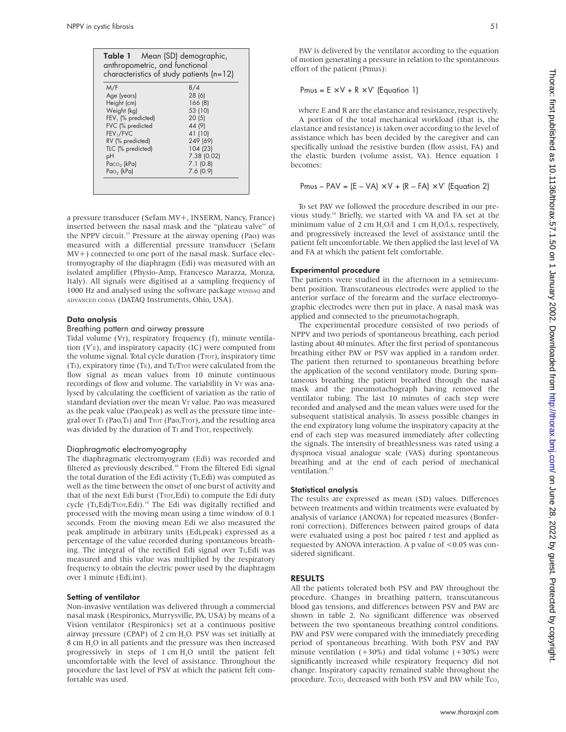**Table 1** Mean (SD) demographic, anthropometric, and functional characteristics of study patients (n=12)

| | |
|---|---|
| M/F | 8/4 |
| Age (years) | 28 (6) |
| Height (cm) | 166 (8) |
| Weight (kg) | 53 (10) |
| $FEV_1$ (% predicted) | 20 (5) |
| FVC (% predicted | 44 (9) |
| $FEV_1$/FVC | 41 (10) |
| RV (% predicted) | 249 (69) |
| TLC (% predicted) | 104 (23) |
| pH | 7.38 (0.02) |
| $Paco_2$ (kPa) | 7.1 (0.8) |
| $Pao_2$ (kPa) | 7.6 (0.9) |

a pressure transducer (Sefam MV+, INSERM, Nancy, France) inserted between the nasal mask and the "plateau valve" of the NPPV circuit.[13] Pressure at the airway opening (Pao) was measured with a differential pressure transducer (Sefam MV+) connected to one port of the nasal mask. Surface electromyography of the diaphragm (Edi) was measured with an isolated amplifier (Physio-Amp, Francesco Marazza, Monza, Italy). All signals were digitised at a sampling frequency of 1000 Hz and analysed using the software package WINDAQ and ADVANCED CODAS (DATAQ Instruments, Ohio, USA).

### Data analysis

#### Breathing pattern and airway pressure

Tidal volume ($V_T$), respiratory frequency (f), minute ventilation ($V'_E$), and inspiratory capacity (IC) were computed from the volume signal. Total cycle duration ($T_{TOT}$), inspiratory time ($T_I$), expiratory time ($T_E$), and $T_I/T_{TOT}$ were calculated from the flow signal as mean values from 10 minute continuous recordings of flow and volume. The variability in $V_T$ was analysed by calculating the coefficient of variation as the ratio of standard deviation over the mean $V_T$ value. Pao was measured as the peak value (Pao,peak) as well as the pressure time integral over $T_I$ (Pao,$T_I$) and $T_{TOT}$ (Pao,$T_{TOT}$), and the resulting area was divided by the duration of $T_I$ and $T_{TOT}$, respectively.

#### Diaphragmatic electromyography

The diaphragmatic electromyogram (Edi) was recorded and filtered as previously described.[10] From the filtered Edi signal the total duration of the Edi activity ($T_I$,Edi) was computed as well as the time between the onset of one burst of activity and that of the next Edi burst ($T_{TOT}$,Edi) to compute the Edi duty cycle ($T_I$,Edi/$T_{TOT}$,Edi).[14] The Edi was digitally rectified and processed with the moving mean using a time window of 0.1 seconds. From the moving mean Edi we also measured the peak amplitude in arbitrary units (Edi,peak) expressed as a percentage of the value recorded during spontaneous breathing. The integral of the rectified Edi signal over $T_I$,Edi was measured and this value was multiplied by the respiratory frequency to obtain the electric power used by the diaphragm over 1 minute (Edi,int).

### Setting of ventilator

Non-invasive ventilation was delivered through a commercial nasal mask (Respironics, Murrysville, PA, USA) by means of a Vision ventilator (Respironics) set at a continuous positive airway pressure (CPAP) of 2 cm $H_2O$. PSV was set initially at 8 cm $H_2O$ in all patients and the pressure was then increased progressively in steps of 1 cm $H_2O$ until the patient felt uncomfortable with the level of assistance. Throughout the procedure the last level of PSV at which the patient felt comfortable was used.

PAV is delivered by the ventilator according to the equation of motion generating a pressure in relation to the spontaneous effort of the patient (Pmus):

$$Pmus = E \times V + R \times V' \text{ (Equation 1)}$$

where E and R are the elastance and resistance, respectively.

A portion of the total mechanical workload (that is, the elastance and resistance) is taken over according to the level of assistance which has been decided by the caregiver and can specifically unload the resistive burden (flow assist, FA) and the elastic burden (volume assist, VA). Hence equation 1 becomes:

$$Pmus - PAV = (E - VA) \times V + (R - FA) \times V' \text{ (Equation 2)}$$

To set PAV we followed the procedure described in our previous study.[10] Briefly, we started with VA and FA set at the minimum value of 2 cm $H_2O$/l and 1 cm $H_2O$/l.s, respectively, and progressively increased the level of assistance until the patient felt uncomfortable. We then applied the last level of VA and FA at which the patient felt comfortable.

### Experimental procedure

The patients were studied in the afternoon in a semirecumbent position. Transcutaneous electrodes were applied to the anterior surface of the forearm and the surface electromyographic electrodes were then put in place. A nasal mask was applied and connected to the pneumotachograph.

The experimental procedure consisted of two periods of NPPV and two periods of spontaneous breathing, each period lasting about 40 minutes. After the first period of spontaneous breathing either PAV or PSV was applied in a random order. The patient then returned to spontaneous breathing before the application of the second ventilatory mode. During spontaneous breathing the patient breathed through the nasal mask and the pneumotachograph having removed the ventilator tubing. The last 10 minutes of each step were recorded and analysed and the mean values were used for the subsequent statistical analysis. To assess possible changes in the end expiratory lung volume the inspiratory capacity at the end of each step was measured immediately after collecting the signals. The intensity of breathlessness was rated using a dyspnoea visual analogue scale (VAS) during spontaneous breathing and at the end of each period of mechanical ventilation.[15]

### Statistical analysis

The results are expressed as mean (SD) values. Differences between treatments and within treatments were evaluated by analysis of variance (ANOVA) for repeated measures (Bonferroni correction). Differences between paired groups of data were evaluated using a post hoc paired *t* test and applied as requested by ANOVA interaction. A p value of $<0.05$ was considered significant.

## RESULTS

All the patients tolerated both PSV and PAV throughout the procedure. Changes in breathing pattern, transcutaneous blood gas tensions, and differences between PSV and PAV are shown in table 2. No significant difference was observed between the two spontaneous breathing control conditions. PAV and PSV were compared with the immediately preceding period of spontaneous breathing. With both PSV and PAV minute ventilation (+30%) and tidal volume (+30%) were significantly increased while respiratory frequency did not change. Inspiratory capacity remained stable throughout the procedure. $Tcco_2$ decreased with both PSV and PAV while $Tco_2$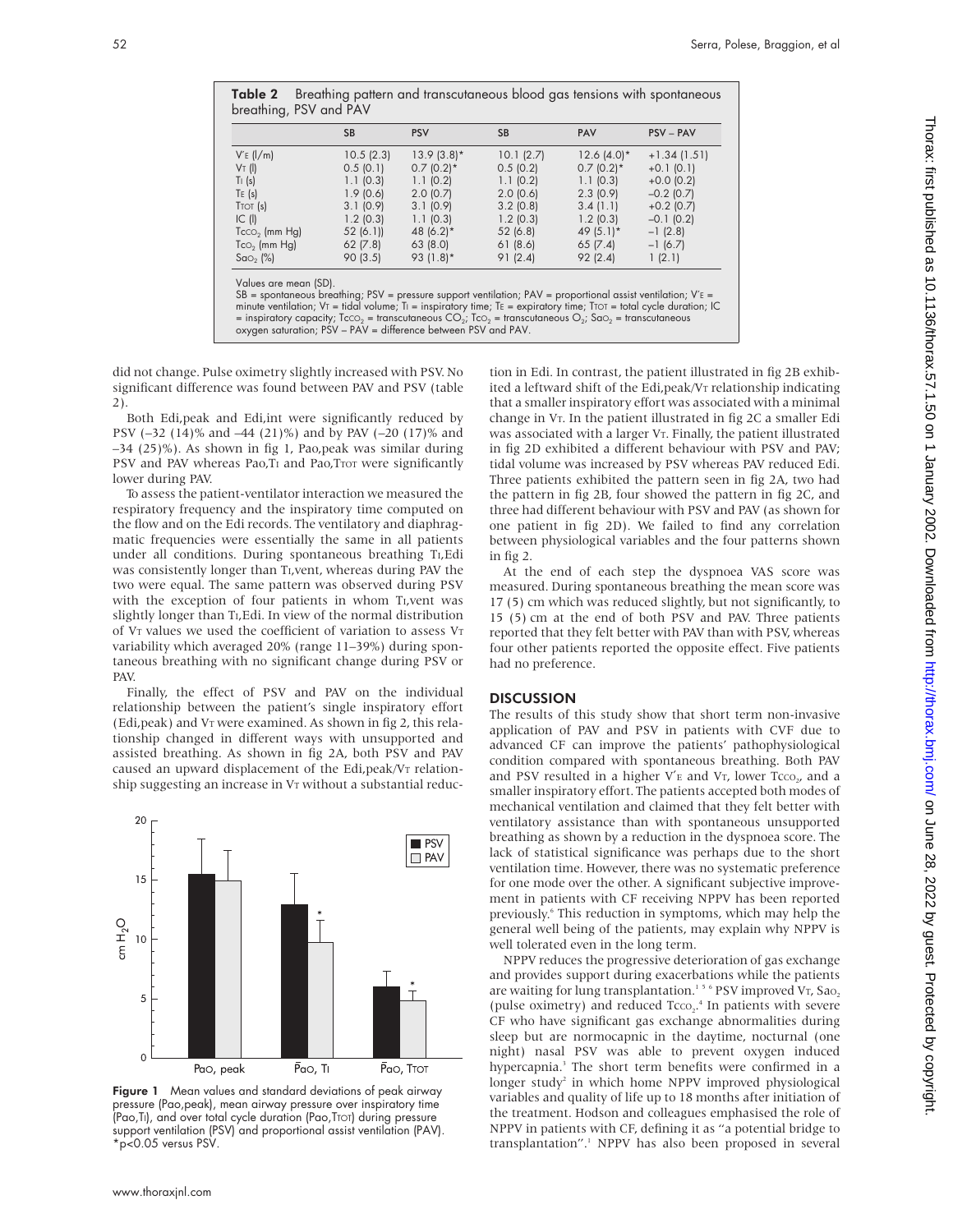**Table 2** Breathing pattern and transcutaneous blood gas tensions with spontaneous breathing, PSV and PAV

| | SB | PSV | SB | PAV | PSV – PAV |
|---|---|---|---|---|---|
| $V'_E$ (l/m) | 10.5 (2.3) | 13.9 (3.8)* | 10.1 (2.7) | 12.6 (4.0)* | +1.34 (1.51) |
| $V_T$ (l) | 0.5 (0.1) | 0.7 (0.2)* | 0.5 (0.2) | 0.7 (0.2)* | +0.1 (0.1) |
| $T_I$ (s) | 1.1 (0.3) | 1.1 (0.2) | 1.1 (0.2) | 1.1 (0.3) | +0.0 (0.2) |
| $T_E$ (s) | 1.9 (0.6) | 2.0 (0.7) | 2.0 (0.6) | 2.3 (0.9) | –0.2 (0.7) |
| $T_{TOT}$ (s) | 3.1 (0.9) | 3.1 (0.9) | 3.2 (0.8) | 3.4 (1.1) | +0.2 (0.7) |
| IC (l) | 1.2 (0.3) | 1.1 (0.3) | 1.2 (0.3) | 1.2 (0.3) | –0.1 (0.2) |
| $T_{CCO_2}$ (mm Hg) | 52 (6.1)) | 48 (6.2)* | 52 (6.8) | 49 (5.1)* | –1 (2.8) |
| $T_{CO_2}$ (mm Hg) | 62 (7.8) | 63 (8.0) | 61 (8.6) | 65 (7.4) | –1 (6.7) |
| $Sa_{O_2}$ (%) | 90 (3.5) | 93 (1.8)* | 91 (2.4) | 92 (2.4) | 1 (2.1) |

Values are mean (SD).
SB = spontaneous breathing; PSV = pressure support ventilation; PAV = proportional assist ventilation; $V'_E$ = minute ventilation; $V_T$ = tidal volume; $T_I$ = inspiratory time; $T_E$ = expiratory time; $T_{TOT}$ = total cycle duration; IC = inspiratory capacity; $T_{CCO_2}$ = transcutaneous $CO_2$; $T_{CO_2}$ = transcutaneous $O_2$; $Sa_{O_2}$ = transcutaneous oxygen saturation; PSV – PAV = difference between PSV and PAV.

did not change. Pulse oximetry slightly increased with PSV. No significant difference was found between PAV and PSV (table 2).

Both Edi,peak and Edi,int were significantly reduced by PSV (–32 (14)% and –44 (21)%) and by PAV (–20 (17)% and –34 (25)%). As shown in fig 1, Pao,peak was similar during PSV and PAV whereas Pao,$T_I$ and Pao,$T_{TOT}$ were significantly lower during PAV.

To assess the patient-ventilator interaction we measured the respiratory frequency and the inspiratory time computed on the flow and on the Edi records. The ventilatory and diaphragmatic frequencies were essentially the same in all patients under all conditions. During spontaneous breathing $T_I$,Edi was consistently longer than $T_I$,vent, whereas during PAV the two were equal. The same pattern was observed during PSV with the exception of four patients in whom $T_I$,vent was slightly longer than $T_I$,Edi. In view of the normal distribution of $V_T$ values we used the coefficient of variation to assess $V_T$ variability which averaged 20% (range 11–39%) during spontaneous breathing with no significant change during PSV or PAV.

Finally, the effect of PSV and PAV on the individual relationship between the patient's single inspiratory effort (Edi,peak) and $V_T$ were examined. As shown in fig 2, this relationship changed in different ways with unsupported and assisted breathing. As shown in fig 2A, both PSV and PAV caused an upward displacement of the Edi,peak/$V_T$ relationship suggesting an increase in $V_T$ without a substantial reduction in Edi. In contrast, the patient illustrated in fig 2B exhibited a leftward shift of the Edi,peak/$V_T$ relationship indicating that a smaller inspiratory effort was associated with a minimal change in $V_T$. In the patient illustrated in fig 2C a smaller Edi was associated with a larger $V_T$. Finally, the patient illustrated in fig 2D exhibited a different behaviour with PSV and PAV; tidal volume was increased by PSV whereas PAV reduced Edi. Three patients exhibited the pattern seen in fig 2A, two had the pattern in fig 2B, four showed the pattern in fig 2C, and three had different behaviour with PSV and PAV (as shown for one patient in fig 2D). We failed to find any correlation between physiological variables and the four patterns shown in fig 2.

At the end of each step the dyspnoea VAS score was measured. During spontaneous breathing the mean score was 17 (5) cm which was reduced slightly, but not significantly, to 15 (5) cm at the end of both PSV and PAV. Three patients reported that they felt better with PAV than with PSV, whereas four other patients reported the opposite effect. Five patients had no preference.

**Figure 1** Mean values and standard deviations of peak airway pressure (Pao,peak), mean airway pressure over inspiratory time (Pao,$T_I$), and over total cycle duration (Pao,$T_{TOT}$) during pressure support ventilation (PSV) and proportional assist ventilation (PAV). *p<0.05 versus PSV.

## DISCUSSION

The results of this study show that short term non-invasive application of PAV and PSV in patients with CVF due to advanced CF can improve the patients' pathophysiological condition compared with spontaneous breathing. Both PAV and PSV resulted in a higher $V'_E$ and $V_T$, lower $T_{CCO_2}$, and a smaller inspiratory effort. The patients accepted both modes of mechanical ventilation and claimed that they felt better with ventilatory assistance than with spontaneous unsupported breathing as shown by a reduction in the dyspnoea score. The lack of statistical significance was perhaps due to the short ventilation time. However, there was no systematic preference for one mode over the other. A significant subjective improvement in patients with CF receiving NPPV has been reported previously.[6] This reduction in symptoms, which may help the general well being of the patients, may explain why NPPV is well tolerated even in the long term.

NPPV reduces the progressive deterioration of gas exchange and provides support during exacerbations while the patients are waiting for lung transplantation.[1 5 6] PSV improved $V_T$, $Sa_{O_2}$ (pulse oximetry) and reduced $T_{CCO_2}$.[4] In patients with severe CF who have significant gas exchange abnormalities during sleep but are normocapnic in the daytime, nocturnal (one night) nasal PSV was able to prevent oxygen induced hypercapnia.[3] The short term benefits were confirmed in a longer study[2] in which home NPPV improved physiological variables and quality of life up to 18 months after initiation of the treatment. Hodson and colleagues emphasised the role of NPPV in patients with CF, defining it as "a potential bridge to transplantation".[1] NPPV has also been proposed in several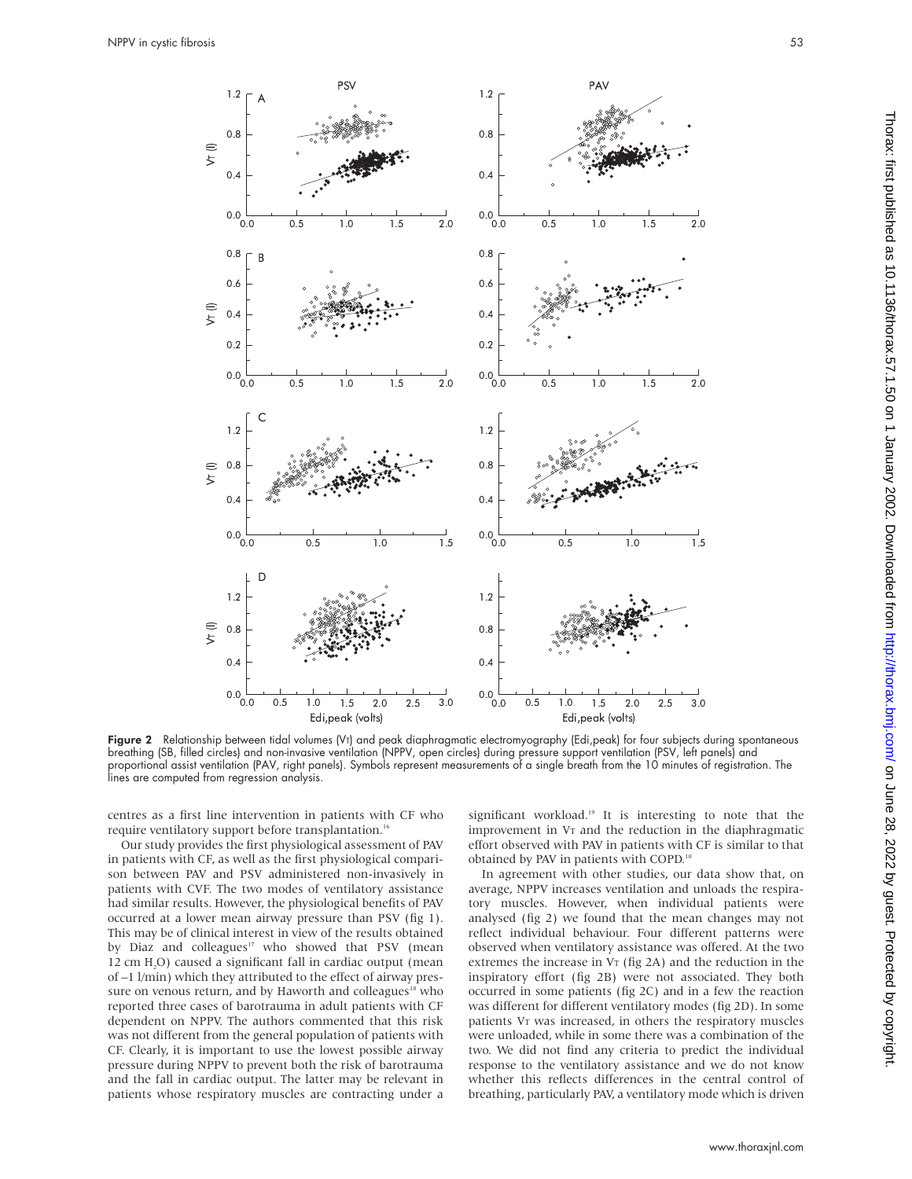Figure 2 Relationship between tidal volumes ($V_T$) and peak diaphragmatic electromyography (Edi,peak) for four subjects during spontaneous breathing (SB, filled circles) and non-invasive ventilation (NPPV, open circles) during pressure support ventilation (PSV, left panels) and proportional assist ventilation (PAV, right panels). Symbols represent measurements of a single breath from the 10 minutes of registration. The lines are computed from regression analysis.

centres as a first line intervention in patients with CF who require ventilatory support before transplantation.[16]

Our study provides the first physiological assessment of PAV in patients with CF, as well as the first physiological comparison between PAV and PSV administered non-invasively in patients with CVF. The two modes of ventilatory assistance had similar results. However, the physiological benefits of PAV occurred at a lower mean airway pressure than PSV (fig 1). This may be of clinical interest in view of the results obtained by Diaz and colleagues[17] who showed that PSV (mean 12 cm $H_2O$) caused a significant fall in cardiac output (mean of –1 l/min) which they attributed to the effect of airway pressure on venous return, and by Haworth and colleagues[18] who reported three cases of barotrauma in adult patients with CF dependent on NPPV. The authors commented that this risk was not different from the general population of patients with CF. Clearly, it is important to use the lowest possible airway pressure during NPPV to prevent both the risk of barotrauma and the fall in cardiac output. The latter may be relevant in patients whose respiratory muscles are contracting under a significant workload.[19] It is interesting to note that the improvement in $V_T$ and the reduction in the diaphragmatic effort observed with PAV in patients with CF is similar to that obtained by PAV in patients with COPD.[10]

In agreement with other studies, our data show that, on average, NPPV increases ventilation and unloads the respiratory muscles. However, when individual patients were analysed (fig 2) we found that the mean changes may not reflect individual behaviour. Four different patterns were observed when ventilatory assistance was offered. At the two extremes the increase in $V_T$ (fig 2A) and the reduction in the inspiratory effort (fig 2B) were not associated. They both occurred in some patients (fig 2C) and in a few the reaction was different for different ventilatory modes (fig 2D). In some patients $V_T$ was increased, in others the respiratory muscles were unloaded, while in some there was a combination of the two. We did not find any criteria to predict the individual response to the ventilatory assistance and we do not know whether this reflects differences in the central control of breathing, particularly PAV, a ventilatory mode which is driven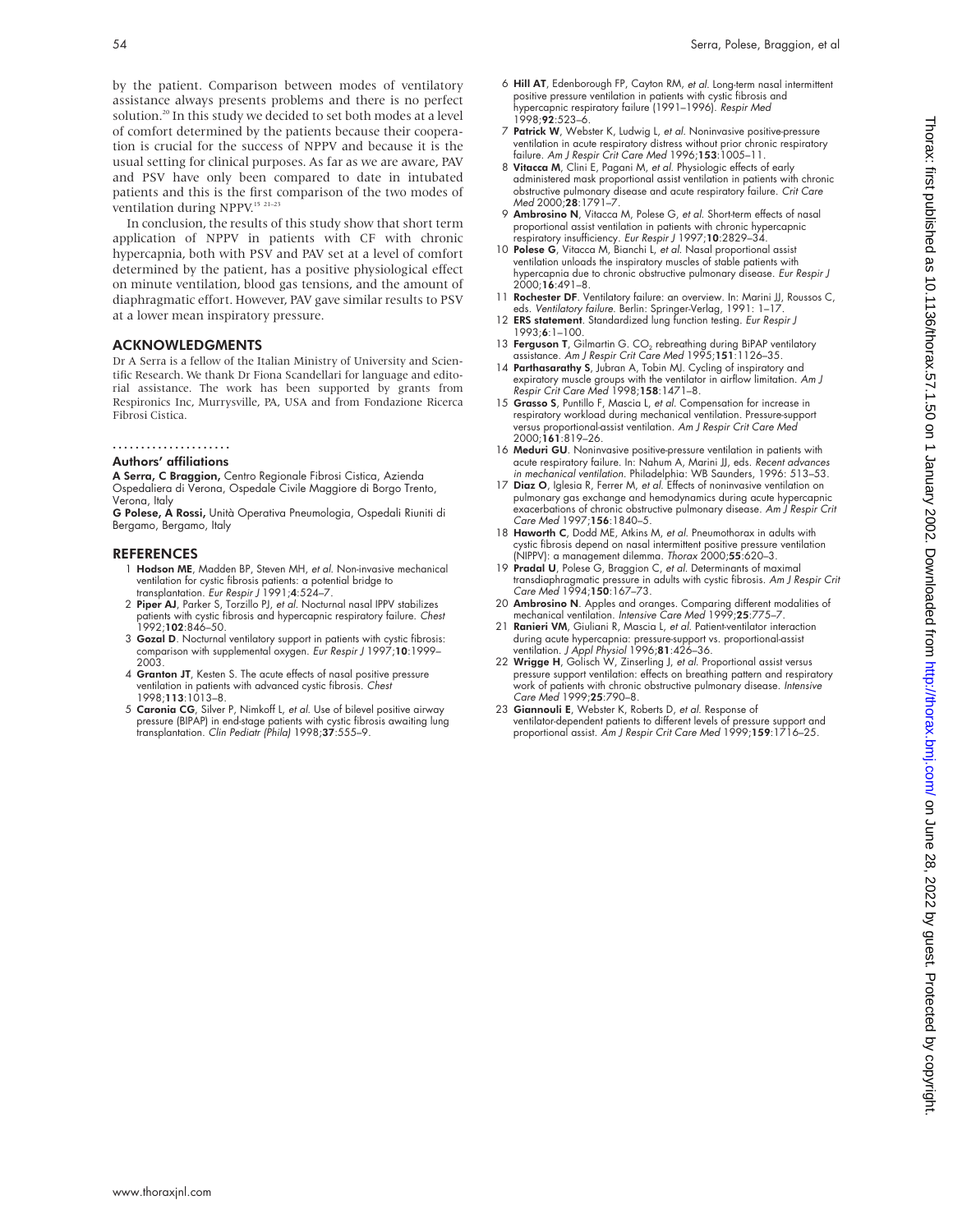by the patient. Comparison between modes of ventilatory assistance always presents problems and there is no perfect solution.[20] In this study we decided to set both modes at a level of comfort determined by the patients because their cooperation is crucial for the success of NPPV and because it is the usual setting for clinical purposes. As far as we are aware, PAV and PSV have only been compared to date in intubated patients and this is the first comparison of the two modes of ventilation during NPPV.[15, 21–23]

In conclusion, the results of this study show that short term application of NPPV in patients with CF with chronic hypercapnia, both with PSV and PAV set at a level of comfort determined by the patient, has a positive physiological effect on minute ventilation, blood gas tensions, and the amount of diaphragmatic effort. However, PAV gave similar results to PSV at a lower mean inspiratory pressure.

## ACKNOWLEDGMENTS

Dr A Serra is a fellow of the Italian Ministry of University and Scientific Research. We thank Dr Fiona Scandellari for language and editorial assistance. The work has been supported by grants from Respironics Inc, Murrysville, PA, USA and from Fondazione Ricerca Fibrosi Cistica.

### Authors' affiliations

**A Serra, C Braggion,** Centro Regionale Fibrosi Cistica, Azienda Ospedaliera di Verona, Ospedale Civile Maggiore di Borgo Trento, Verona, Italy

**G Polese, A Rossi,** Unità Operativa Pneumologia, Ospedali Riuniti di Bergamo, Bergamo, Italy

## REFERENCES

1. **Hodson ME**, Madden BP, Steven MH, *et al*. Non-invasive mechanical ventilation for cystic fibrosis patients: a potential bridge to transplantation. *Eur Respir J* 1991;**4**:524–7.
2. **Piper AJ**, Parker S, Torzillo PJ, *et al*. Nocturnal nasal IPPV stabilizes patients with cystic fibrosis and hypercapnic respiratory failure. *Chest* 1992;**102**:846–50.
3. **Gozal D**. Nocturnal ventilatory support in patients with cystic fibrosis: comparison with supplemental oxygen. *Eur Respir J* 1997;**10**:1999–2003.
4. **Granton JT**, Kesten S. The acute effects of nasal positive pressure ventilation in patients with advanced cystic fibrosis. *Chest* 1998;**113**:1013–8.
5. **Caronia CG**, Silver P, Nimkoff L, *et al*. Use of bilevel positive airway pressure (BIPAP) in end-stage patients with cystic fibrosis awaiting lung transplantation. *Clin Pediatr (Phila)* 1998;**37**:555–9.
6. **Hill AT**, Edenborough FP, Cayton RM, *et al*. Long-term nasal intermittent positive pressure ventilation in patients with cystic fibrosis and hypercapnic respiratory failure (1991–1996). *Respir Med* 1998;**92**:523–6.
7. **Patrick W**, Webster K, Ludwig L, *et al*. Noninvasive positive-pressure ventilation in acute respiratory distress without prior chronic respiratory failure. *Am J Respir Crit Care Med* 1996;**153**:1005–11.
8. **Vitacca M**, Clini E, Pagani M, *et al*. Physiologic effects of early administered mask proportional assist ventilation in patients with chronic obstructive pulmonary disease and acute respiratory failure. *Crit Care Med* 2000;**28**:1791–7.
9. **Ambrosino N**, Vitacca M, Polese G, *et al*. Short-term effects of nasal proportional assist ventilation in patients with chronic hypercapnic respiratory insufficiency. *Eur Respir J* 1997;**10**:2829–34.
10. **Polese G**, Vitacca M, Bianchi L, *et al*. Nasal proportional assist ventilation unloads the inspiratory muscles of stable patients with hypercapnia due to chronic obstructive pulmonary disease. *Eur Respir J* 2000;**16**:491–8.
11. **Rochester DF**. Ventilatory failure: an overview. In: Marini JJ, Roussos C, eds. *Ventilatory failure*. Berlin: Springer-Verlag, 1991: 1–17.
12. **ERS statement**. Standardized lung function testing. *Eur Respir J* 1993;**6**:1–100.
13. **Ferguson T**, Gilmartin G. $CO_2$ rebreathing during BiPAP ventilatory assistance. *Am J Respir Crit Care Med* 1995;**151**:1126–35.
14. **Parthasarathy S**, Jubran A, Tobin MJ. Cycling of inspiratory and expiratory muscle groups with the ventilator in airflow limitation. *Am J Respir Crit Care Med* 1998;**158**:1471–8.
15. **Grasso S**, Puntillo F, Mascia L, *et al*. Compensation for increase in respiratory workload during mechanical ventilation. Pressure-support versus proportional-assist ventilation. *Am J Respir Crit Care Med* 2000;**161**:819–26.
16. **Meduri GU**. Noninvasive positive-pressure ventilation in patients with acute respiratory failure. In: Nahum A, Marini JJ, eds. *Recent advances in mechanical ventilation*. Philadelphia: WB Saunders, 1996: 513–53.
17. **Diaz O**, Iglesia R, Ferrer M, *et al*. Effects of noninvasive ventilation on pulmonary gas exchange and hemodynamics during acute hypercapnic exacerbations of chronic obstructive pulmonary disease. *Am J Respir Crit Care Med* 1997;**156**:1840–5.
18. **Haworth C**, Dodd ME, Atkins M, *et al*. Pneumothorax in adults with cystic fibrosis depend on nasal intermittent positive pressure ventilation (NIPPV): a management dilemma. *Thorax* 2000;**55**:620–3.
19. **Pradal U**, Polese G, Braggion C, *et al*. Determinants of maximal transdiaphragmatic pressure in adults with cystic fibrosis. *Am J Respir Crit Care Med* 1994;**150**:167–73.
20. **Ambrosino N**. Apples and oranges. Comparing different modalities of mechanical ventilation. *Intensive Care Med* 1999;**25**:775–7.
21. **Ranieri VM**, Giuliani R, Mascia L, *et al*. Patient-ventilator interaction during acute hypercapnia: pressure-support vs. proportional-assist ventilation. *J Appl Physiol* 1996;**81**:426–36.
22. **Wrigge H**, Golisch W, Zinserling J, *et al*. Proportional assist versus pressure support ventilation: effects on breathing pattern and respiratory work of patients with chronic obstructive pulmonary disease. *Intensive Care Med* 1999;**25**:790–8.
23. **Giannouli E**, Webster K, Roberts D, *et al*. Response of ventilator-dependent patients to different levels of pressure support and proportional assist. *Am J Respir Crit Care Med* 1999;**159**:1716–25.